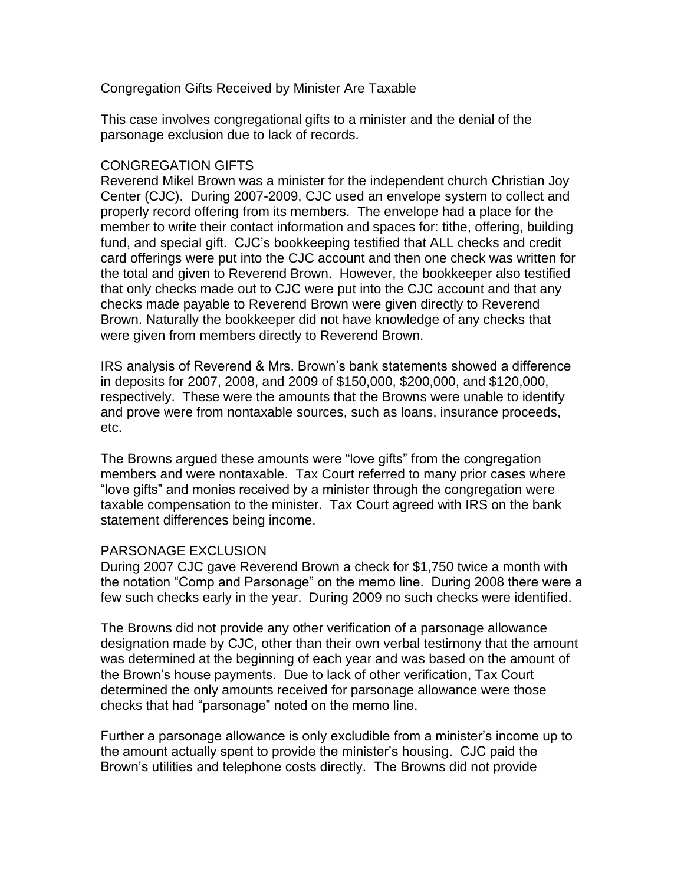# Congregation Gifts Received by Minister Are Taxable

This case involves congregational gifts to a minister and the denial of the parsonage exclusion due to lack of records.

## CONGREGATION GIFTS

Reverend Mikel Brown was a minister for the independent church Christian Joy Center (CJC). During 2007-2009, CJC used an envelope system to collect and properly record offering from its members. The envelope had a place for the member to write their contact information and spaces for: tithe, offering, building fund, and special gift. CJC's bookkeeping testified that ALL checks and credit card offerings were put into the CJC account and then one check was written for the total and given to Reverend Brown. However, the bookkeeper also testified that only checks made out to CJC were put into the CJC account and that any checks made payable to Reverend Brown were given directly to Reverend Brown. Naturally the bookkeeper did not have knowledge of any checks that were given from members directly to Reverend Brown.

IRS analysis of Reverend & Mrs. Brown's bank statements showed a difference in deposits for 2007, 2008, and 2009 of $150,000, $200,000, and $120,000, respectively. These were the amounts that the Browns were unable to identify and prove were from nontaxable sources, such as loans, insurance proceeds, etc.

The Browns argued these amounts were "love gifts" from the congregation members and were nontaxable. Tax Court referred to many prior cases where "love gifts" and monies received by a minister through the congregation were taxable compensation to the minister. Tax Court agreed with IRS on the bank statement differences being income.

## PARSONAGE EXCLUSION

During 2007 CJC gave Reverend Brown a check for $1,750 twice a month with the notation "Comp and Parsonage" on the memo line. During 2008 there were a few such checks early in the year. During 2009 no such checks were identified.

The Browns did not provide any other verification of a parsonage allowance designation made by CJC, other than their own verbal testimony that the amount was determined at the beginning of each year and was based on the amount of the Brown's house payments. Due to lack of other verification, Tax Court determined the only amounts received for parsonage allowance were those checks that had "parsonage" noted on the memo line.

Further a parsonage allowance is only excludible from a minister's income up to the amount actually spent to provide the minister's housing. CJC paid the Brown's utilities and telephone costs directly. The Browns did not provide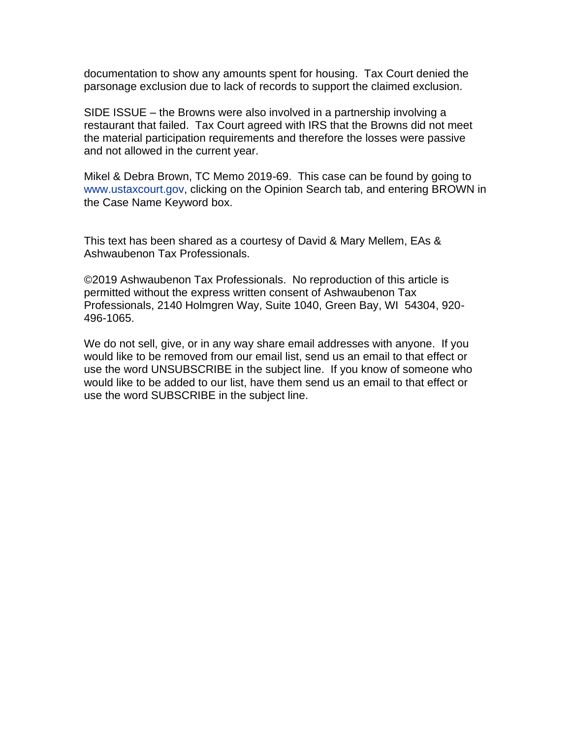documentation to show any amounts spent for housing. Tax Court denied the parsonage exclusion due to lack of records to support the claimed exclusion.

SIDE ISSUE – the Browns were also involved in a partnership involving a restaurant that failed. Tax Court agreed with IRS that the Browns did not meet the material participation requirements and therefore the losses were passive and not allowed in the current year.

Mikel & Debra Brown, TC Memo 2019-69. This case can be found by going to www.ustaxcourt.gov, clicking on the Opinion Search tab, and entering BROWN in the Case Name Keyword box.

This text has been shared as a courtesy of David & Mary Mellem, EAs & Ashwaubenon Tax Professionals.

©2019 Ashwaubenon Tax Professionals. No reproduction of this article is permitted without the express written consent of Ashwaubenon Tax Professionals, 2140 Holmgren Way, Suite 1040, Green Bay, WI 54304, 920-496-1065.

We do not sell, give, or in any way share email addresses with anyone. If you would like to be removed from our email list, send us an email to that effect or use the word UNSUBSCRIBE in the subject line. If you know of someone who would like to be added to our list, have them send us an email to that effect or use the word SUBSCRIBE in the subject line.